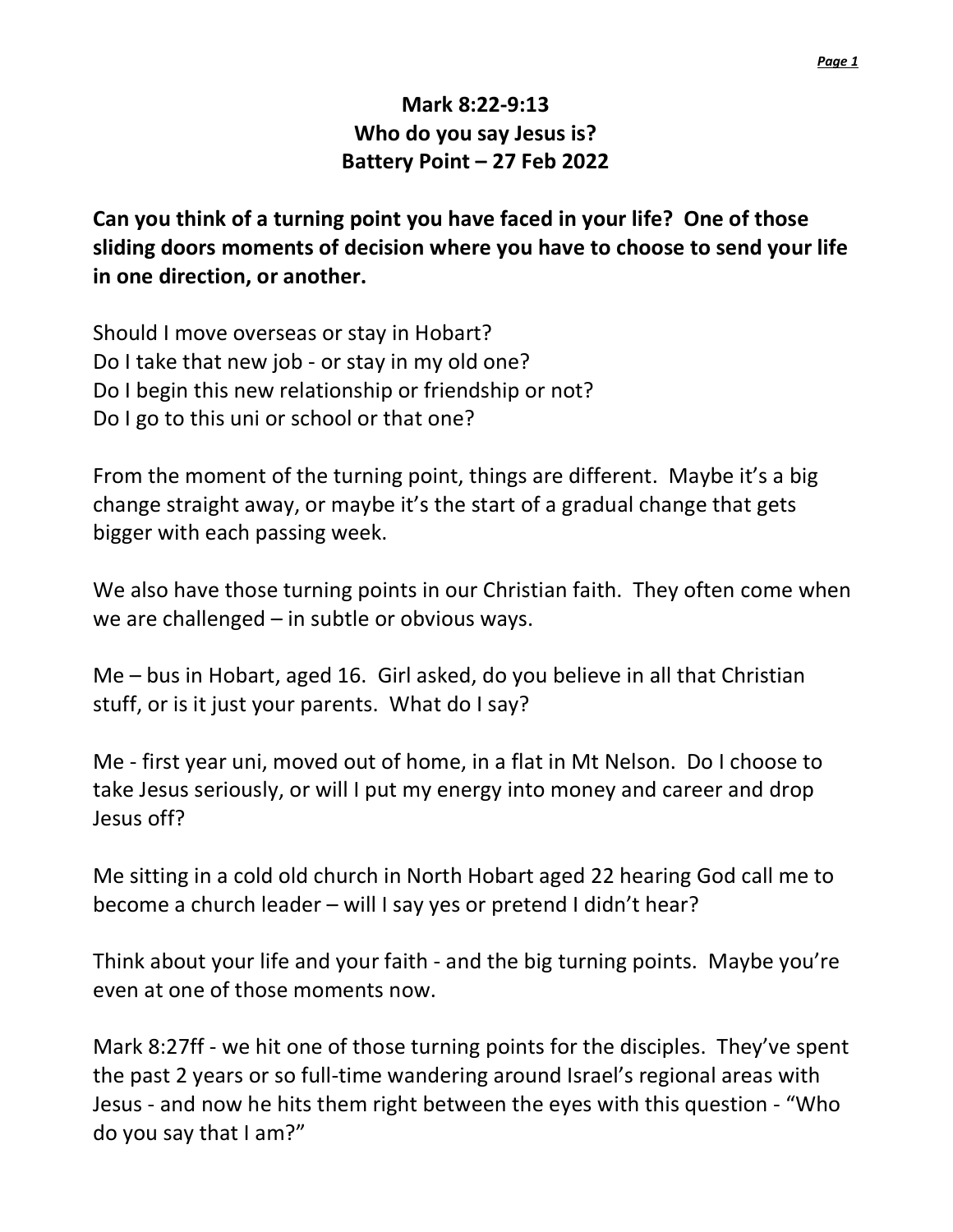# Mark 8:22-9:13
# Who do you say Jesus is?
# Battery Point – 27 Feb 2022

**Can you think of a turning point you have faced in your life? One of those sliding doors moments of decision where you have to choose to send your life in one direction, or another.**

Should I move overseas or stay in Hobart?
Do I take that new job - or stay in my old one?
Do I begin this new relationship or friendship or not?
Do I go to this uni or school or that one?

From the moment of the turning point, things are different. Maybe it's a big change straight away, or maybe it's the start of a gradual change that gets bigger with each passing week.

We also have those turning points in our Christian faith. They often come when we are challenged – in subtle or obvious ways.

Me – bus in Hobart, aged 16. Girl asked, do you believe in all that Christian stuff, or is it just your parents. What do I say?

Me - first year uni, moved out of home, in a flat in Mt Nelson. Do I choose to take Jesus seriously, or will I put my energy into money and career and drop Jesus off?

Me sitting in a cold old church in North Hobart aged 22 hearing God call me to become a church leader – will I say yes or pretend I didn't hear?

Think about your life and your faith - and the big turning points. Maybe you're even at one of those moments now.

Mark 8:27ff - we hit one of those turning points for the disciples. They've spent the past 2 years or so full-time wandering around Israel's regional areas with Jesus - and now he hits them right between the eyes with this question - "Who do you say that I am?"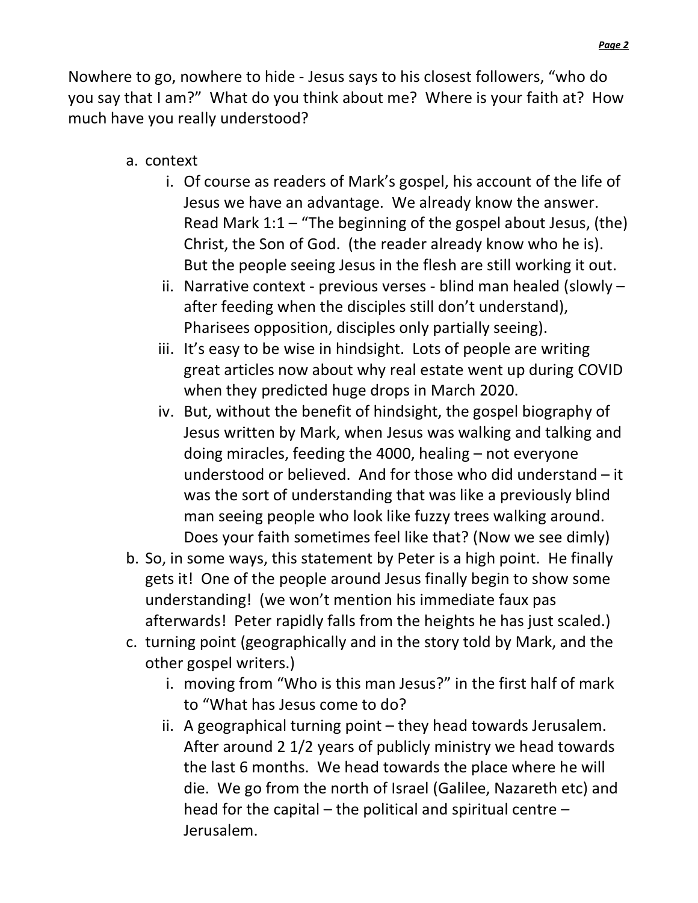Nowhere to go, nowhere to hide - Jesus says to his closest followers, "who do you say that I am?" What do you think about me? Where is your faith at? How much have you really understood?

a. context
    i. Of course as readers of Mark's gospel, his account of the life of Jesus we have an advantage. We already know the answer. Read Mark 1:1 – "The beginning of the gospel about Jesus, (the) Christ, the Son of God. (the reader already know who he is). But the people seeing Jesus in the flesh are still working it out.
    ii. Narrative context - previous verses - blind man healed (slowly – after feeding when the disciples still don't understand), Pharisees opposition, disciples only partially seeing).
    iii. It's easy to be wise in hindsight. Lots of people are writing great articles now about why real estate went up during COVID when they predicted huge drops in March 2020.
    iv. But, without the benefit of hindsight, the gospel biography of Jesus written by Mark, when Jesus was walking and talking and doing miracles, feeding the 4000, healing – not everyone understood or believed. And for those who did understand – it was the sort of understanding that was like a previously blind man seeing people who look like fuzzy trees walking around. Does your faith sometimes feel like that? (Now we see dimly)
b. So, in some ways, this statement by Peter is a high point. He finally gets it! One of the people around Jesus finally begin to show some understanding! (we won't mention his immediate faux pas afterwards! Peter rapidly falls from the heights he has just scaled.)
c. turning point (geographically and in the story told by Mark, and the other gospel writers.)
    i. moving from "Who is this man Jesus?" in the first half of mark to "What has Jesus come to do?
    ii. A geographical turning point – they head towards Jerusalem. After around 2 1/2 years of publicly ministry we head towards the last 6 months. We head towards the place where he will die. We go from the north of Israel (Galilee, Nazareth etc) and head for the capital – the political and spiritual centre – Jerusalem.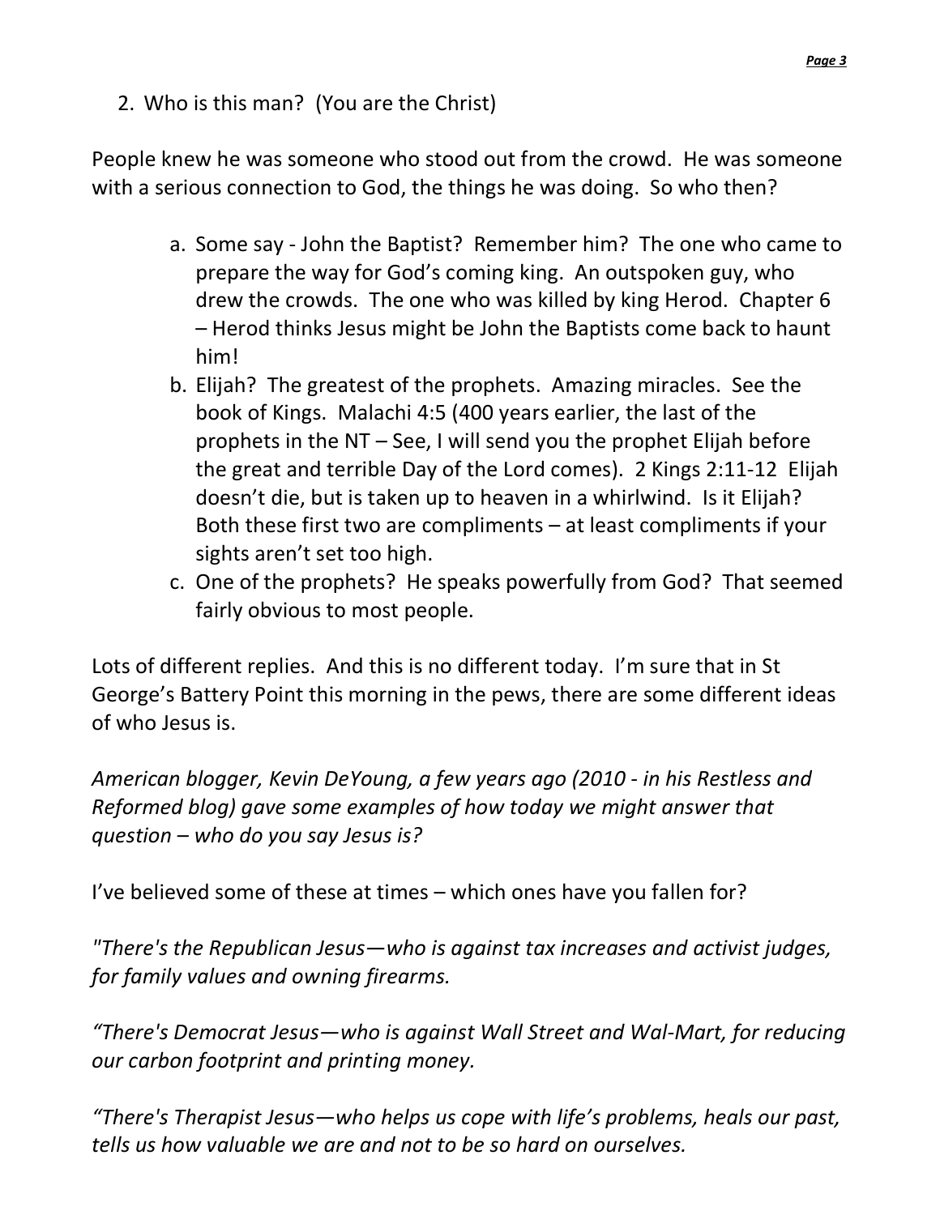2. Who is this man? (You are the Christ)

People knew he was someone who stood out from the crowd. He was someone with a serious connection to God, the things he was doing. So who then?

a. Some say - John the Baptist? Remember him? The one who came to prepare the way for God's coming king. An outspoken guy, who drew the crowds. The one who was killed by king Herod. Chapter 6 – Herod thinks Jesus might be John the Baptists come back to haunt him!
b. Elijah? The greatest of the prophets. Amazing miracles. See the book of Kings. Malachi 4:5 (400 years earlier, the last of the prophets in the NT – See, I will send you the prophet Elijah before the great and terrible Day of the Lord comes). 2 Kings 2:11-12 Elijah doesn't die, but is taken up to heaven in a whirlwind. Is it Elijah? Both these first two are compliments – at least compliments if your sights aren't set too high.
c. One of the prophets? He speaks powerfully from God? That seemed fairly obvious to most people.

Lots of different replies. And this is no different today. I'm sure that in St George's Battery Point this morning in the pews, there are some different ideas of who Jesus is.

*American blogger, Kevin DeYoung, a few years ago (2010 - in his Restless and Reformed blog) gave some examples of how today we might answer that question – who do you say Jesus is?*

I've believed some of these at times – which ones have you fallen for?

*"There's the Republican Jesus—who is against tax increases and activist judges, for family values and owning firearms.*

*"There's Democrat Jesus—who is against Wall Street and Wal-Mart, for reducing our carbon footprint and printing money.*

*"There's Therapist Jesus—who helps us cope with life's problems, heals our past, tells us how valuable we are and not to be so hard on ourselves.*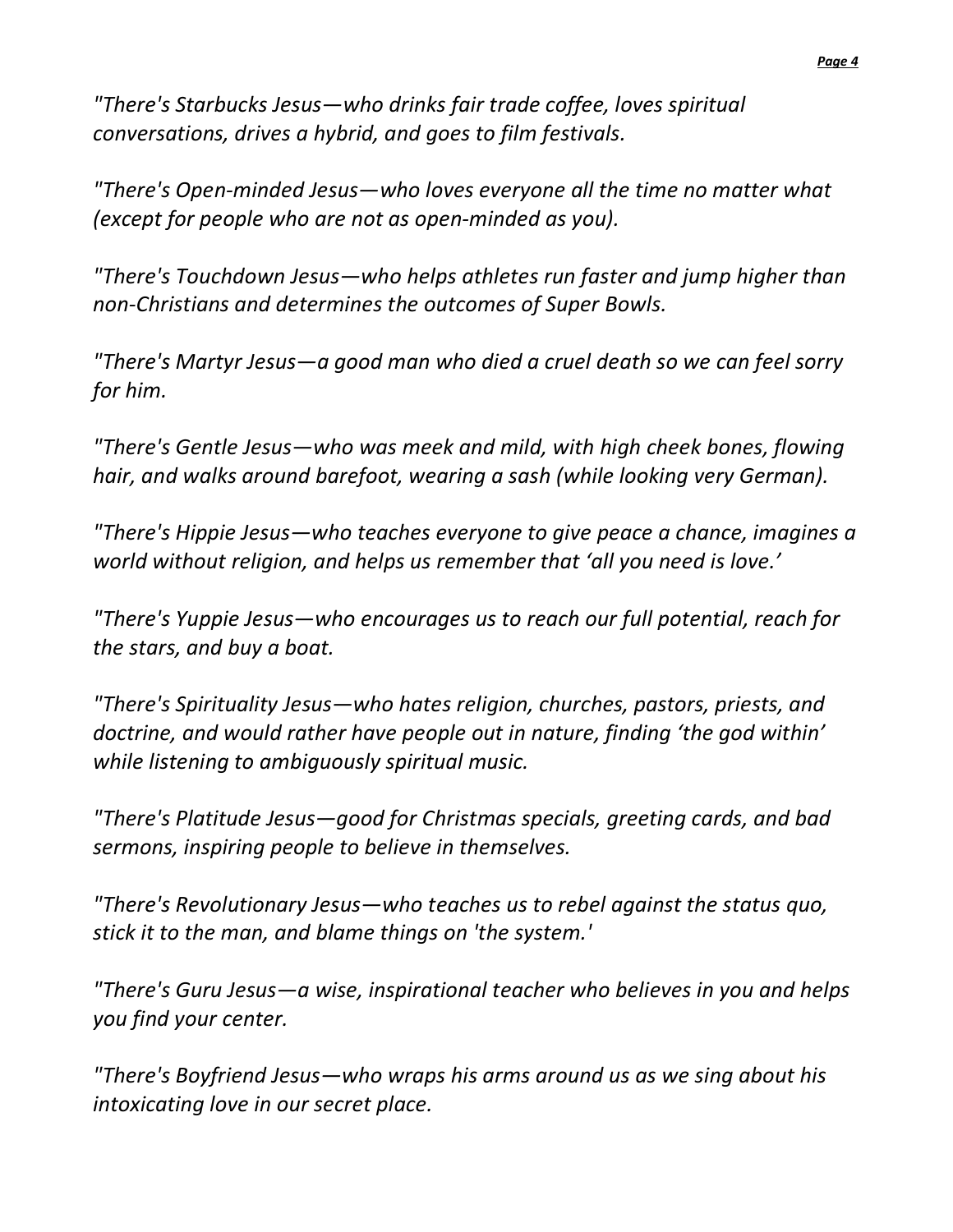*"There's Starbucks Jesus—who drinks fair trade coffee, loves spiritual conversations, drives a hybrid, and goes to film festivals.*

*"There's Open-minded Jesus—who loves everyone all the time no matter what (except for people who are not as open-minded as you).*

*"There's Touchdown Jesus—who helps athletes run faster and jump higher than non-Christians and determines the outcomes of Super Bowls.*

*"There's Martyr Jesus—a good man who died a cruel death so we can feel sorry for him.*

*"There's Gentle Jesus—who was meek and mild, with high cheek bones, flowing hair, and walks around barefoot, wearing a sash (while looking very German).*

*"There's Hippie Jesus—who teaches everyone to give peace a chance, imagines a world without religion, and helps us remember that 'all you need is love.'*

*"There's Yuppie Jesus—who encourages us to reach our full potential, reach for the stars, and buy a boat.*

*"There's Spirituality Jesus—who hates religion, churches, pastors, priests, and doctrine, and would rather have people out in nature, finding 'the god within' while listening to ambiguously spiritual music.*

*"There's Platitude Jesus—good for Christmas specials, greeting cards, and bad sermons, inspiring people to believe in themselves.*

*"There's Revolutionary Jesus—who teaches us to rebel against the status quo, stick it to the man, and blame things on 'the system.'*

*"There's Guru Jesus—a wise, inspirational teacher who believes in you and helps you find your center.*

*"There's Boyfriend Jesus—who wraps his arms around us as we sing about his intoxicating love in our secret place.*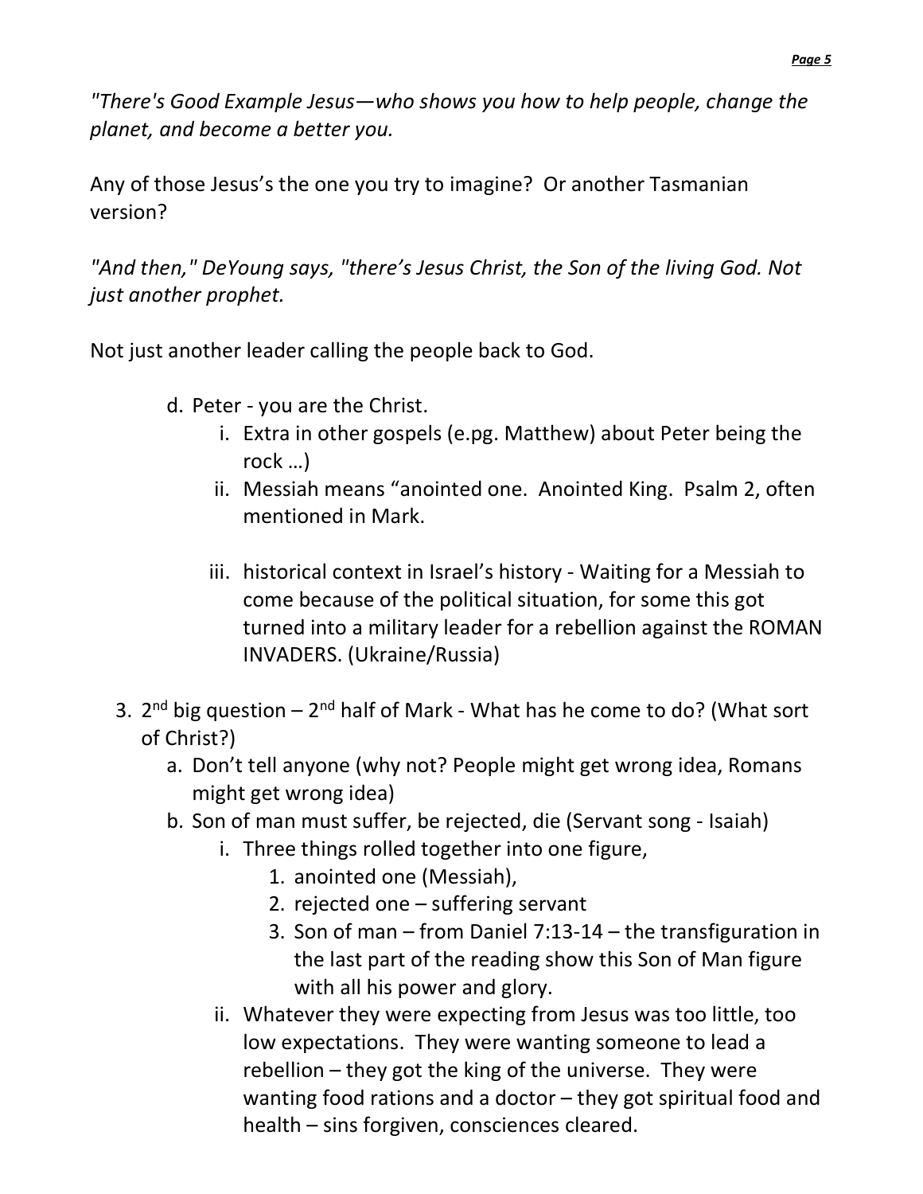*"There's Good Example Jesus—who shows you how to help people, change the planet, and become a better you.*

Any of those Jesus's the one you try to imagine? Or another Tasmanian version?

*"And then," DeYoung says, "there's Jesus Christ, the Son of the living God. Not just another prophet.*

Not just another leader calling the people back to God.

   d. Peter - you are the Christ.
      i. Extra in other gospels (e.pg. Matthew) about Peter being the rock …)
      ii. Messiah means "anointed one. Anointed King. Psalm 2, often mentioned in Mark.
      iii. historical context in Israel's history - Waiting for a Messiah to come because of the political situation, for some this got turned into a military leader for a rebellion against the ROMAN INVADERS. (Ukraine/Russia)

3. 2nd big question – 2nd half of Mark - What has he come to do? (What sort of Christ?)
   a. Don't tell anyone (why not? People might get wrong idea, Romans might get wrong idea)
   b. Son of man must suffer, be rejected, die (Servant song - Isaiah)
      i. Three things rolled together into one figure,
         1. anointed one (Messiah),
         2. rejected one – suffering servant
         3. Son of man – from Daniel 7:13-14 – the transfiguration in the last part of the reading show this Son of Man figure with all his power and glory.
      ii. Whatever they were expecting from Jesus was too little, too low expectations. They were wanting someone to lead a rebellion – they got the king of the universe. They were wanting food rations and a doctor – they got spiritual food and health – sins forgiven, consciences cleared.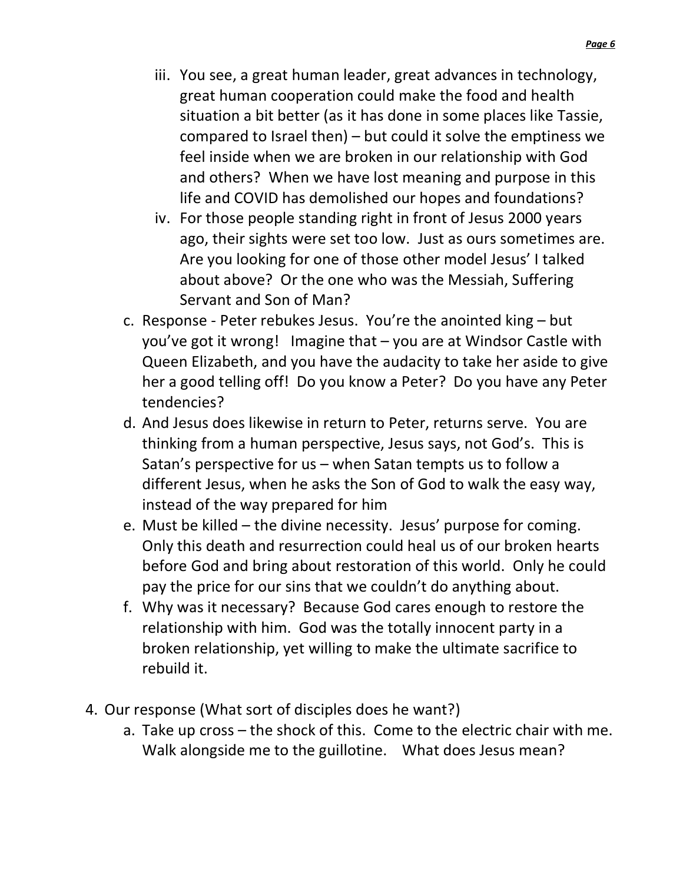iii. You see, a great human leader, great advances in technology, great human cooperation could make the food and health situation a bit better (as it has done in some places like Tassie, compared to Israel then) – but could it solve the emptiness we feel inside when we are broken in our relationship with God and others? When we have lost meaning and purpose in this life and COVID has demolished our hopes and foundations?
   iv. For those people standing right in front of Jesus 2000 years ago, their sights were set too low. Just as ours sometimes are. Are you looking for one of those other model Jesus' I talked about above? Or the one who was the Messiah, Suffering Servant and Son of Man?

c. Response - Peter rebukes Jesus. You're the anointed king – but you've got it wrong! Imagine that – you are at Windsor Castle with Queen Elizabeth, and you have the audacity to take her aside to give her a good telling off! Do you know a Peter? Do you have any Peter tendencies?
d. And Jesus does likewise in return to Peter, returns serve. You are thinking from a human perspective, Jesus says, not God's. This is Satan's perspective for us – when Satan tempts us to follow a different Jesus, when he asks the Son of God to walk the easy way, instead of the way prepared for him
e. Must be killed – the divine necessity. Jesus' purpose for coming. Only this death and resurrection could heal us of our broken hearts before God and bring about restoration of this world. Only he could pay the price for our sins that we couldn't do anything about.
f. Why was it necessary? Because God cares enough to restore the relationship with him. God was the totally innocent party in a broken relationship, yet willing to make the ultimate sacrifice to rebuild it.

4. Our response (What sort of disciples does he want?)
   a. Take up cross – the shock of this. Come to the electric chair with me. Walk alongside me to the guillotine. What does Jesus mean?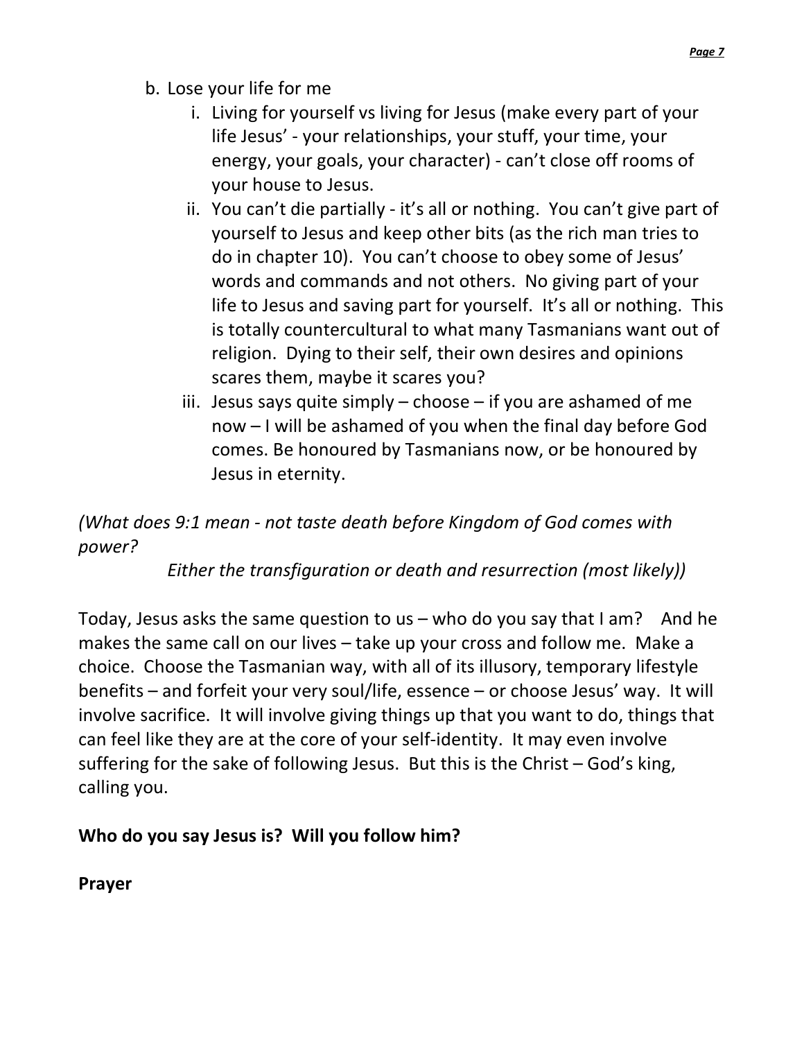b. Lose your life for me
   i. Living for yourself vs living for Jesus (make every part of your life Jesus' - your relationships, your stuff, your time, your energy, your goals, your character) - can't close off rooms of your house to Jesus.
   ii. You can't die partially - it's all or nothing. You can't give part of yourself to Jesus and keep other bits (as the rich man tries to do in chapter 10). You can't choose to obey some of Jesus' words and commands and not others. No giving part of your life to Jesus and saving part for yourself. It's all or nothing. This is totally countercultural to what many Tasmanians want out of religion. Dying to their self, their own desires and opinions scares them, maybe it scares you?
   iii. Jesus says quite simply – choose – if you are ashamed of me now – I will be ashamed of you when the final day before God comes. Be honoured by Tasmanians now, or be honoured by Jesus in eternity.

*(What does 9:1 mean - not taste death before Kingdom of God comes with power?*

*Either the transfiguration or death and resurrection (most likely))*

Today, Jesus asks the same question to us – who do you say that I am? And he makes the same call on our lives – take up your cross and follow me. Make a choice. Choose the Tasmanian way, with all of its illusory, temporary lifestyle benefits – and forfeit your very soul/life, essence – or choose Jesus' way. It will involve sacrifice. It will involve giving things up that you want to do, things that can feel like they are at the core of your self-identity. It may even involve suffering for the sake of following Jesus. But this is the Christ – God's king, calling you.

**Who do you say Jesus is? Will you follow him?**

**Prayer**